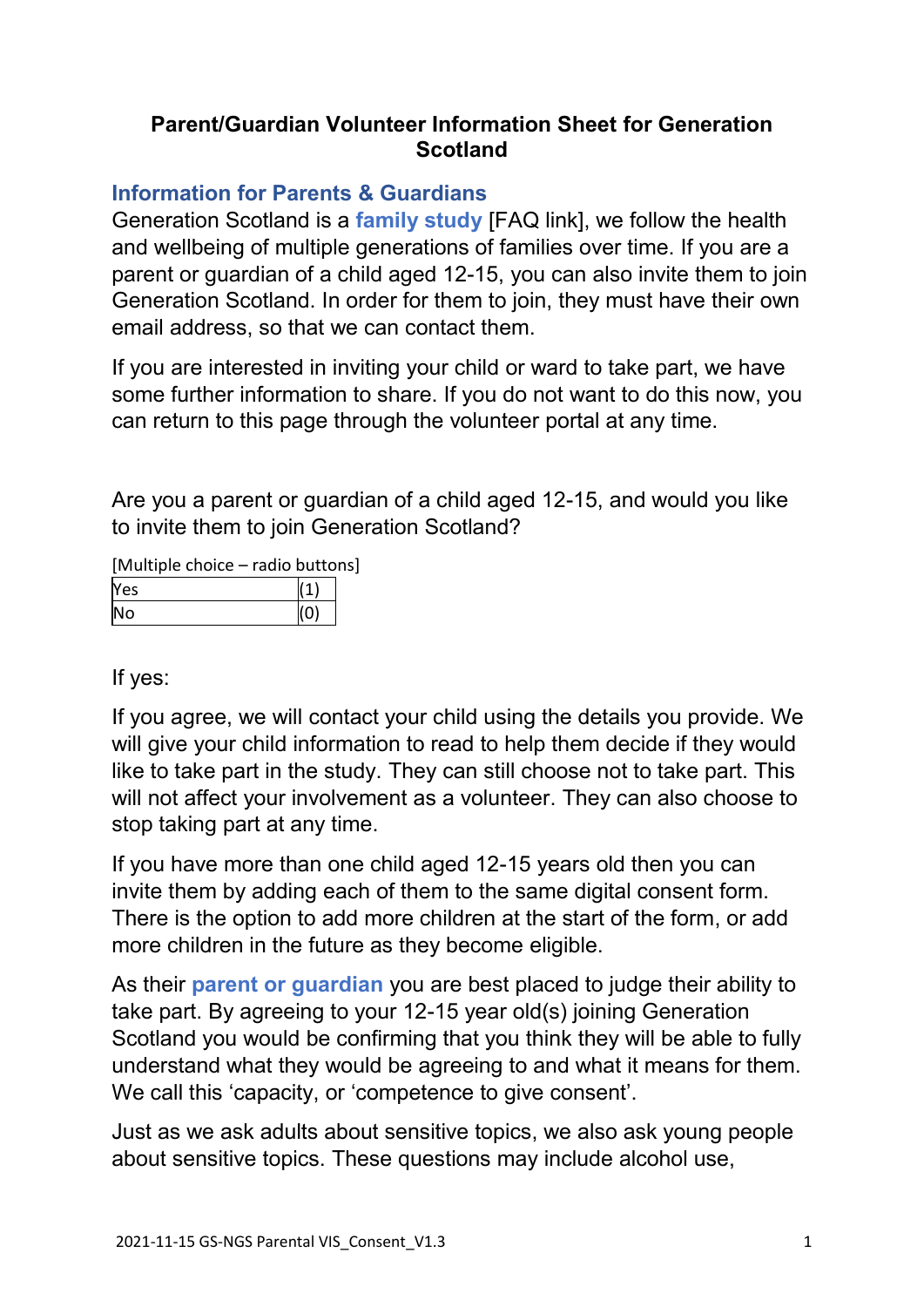# Parent/Guardian Volunteer Information Sheet for Generation Scotland

## Information for Parents & Guardians

Generation Scotland is a **family study** [FAQ link], we follow the health and wellbeing of multiple generations of families over time. If you are a parent or guardian of a child aged 12-15, you can also invite them to join Generation Scotland. In order for them to join, they must have their own email address, so that we can contact them.

If you are interested in inviting your child or ward to take part, we have some further information to share. If you do not want to do this now, you can return to this page through the volunteer portal at any time.

Are you a parent or guardian of a child aged 12-15, and would you like to invite them to join Generation Scotland?

[Multiple choice – radio buttons]

| | |
|---|---|
| Yes | (1) |
| No | (0) |

If yes:

If you agree, we will contact your child using the details you provide. We will give your child information to read to help them decide if they would like to take part in the study. They can still choose not to take part. This will not affect your involvement as a volunteer. They can also choose to stop taking part at any time.

If you have more than one child aged 12-15 years old then you can invite them by adding each of them to the same digital consent form. There is the option to add more children at the start of the form, or add more children in the future as they become eligible.

As their **parent or guardian** you are best placed to judge their ability to take part. By agreeing to your 12-15 year old(s) joining Generation Scotland you would be confirming that you think they will be able to fully understand what they would be agreeing to and what it means for them. We call this 'capacity, or 'competence to give consent'.

Just as we ask adults about sensitive topics, we also ask young people about sensitive topics. These questions may include alcohol use,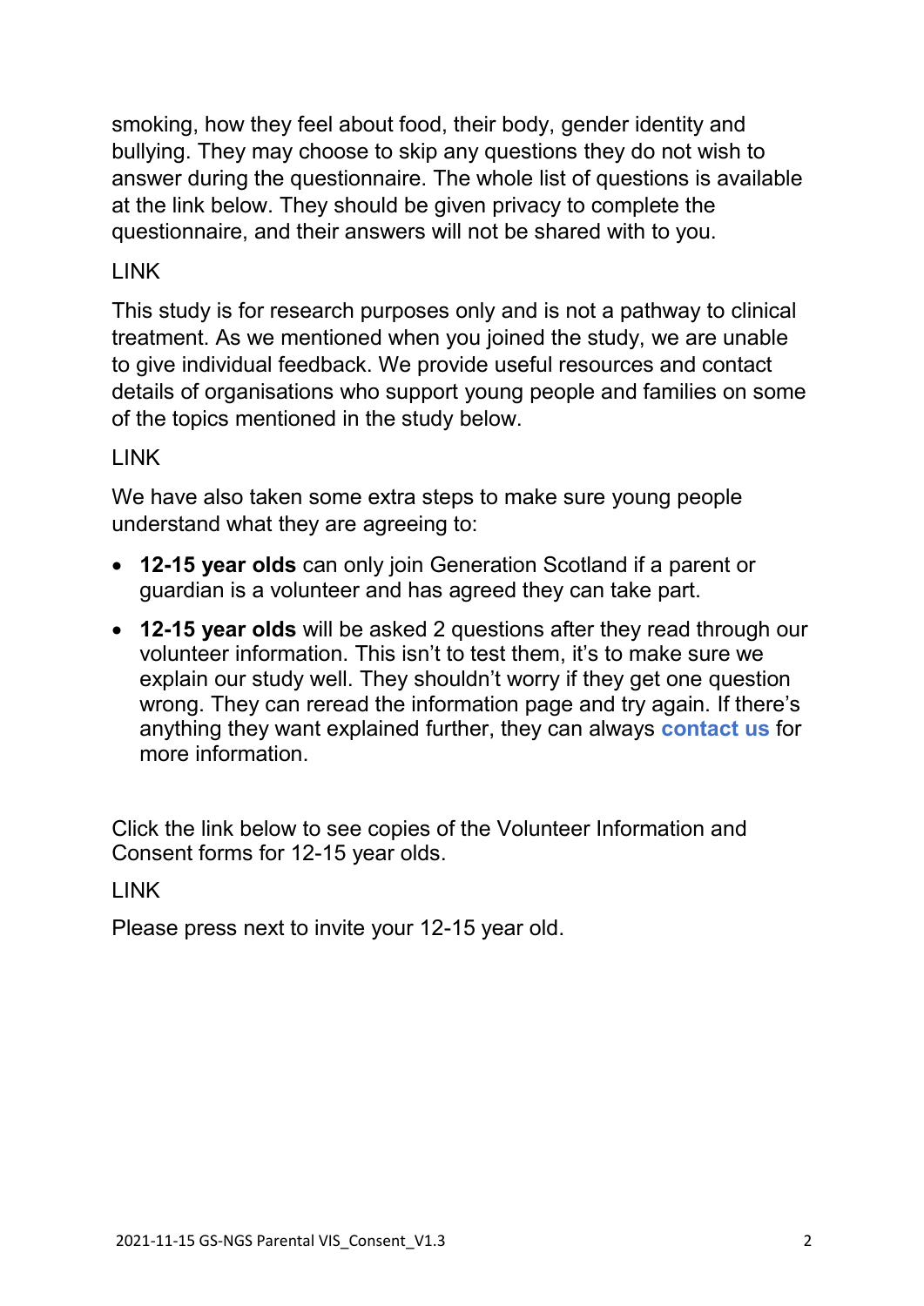smoking, how they feel about food, their body, gender identity and bullying. They may choose to skip any questions they do not wish to answer during the questionnaire. The whole list of questions is available at the link below. They should be given privacy to complete the questionnaire, and their answers will not be shared with to you.

LINK

This study is for research purposes only and is not a pathway to clinical treatment. As we mentioned when you joined the study, we are unable to give individual feedback. We provide useful resources and contact details of organisations who support young people and families on some of the topics mentioned in the study below.

LINK

We have also taken some extra steps to make sure young people understand what they are agreeing to:

- **12-15 year olds** can only join Generation Scotland if a parent or guardian is a volunteer and has agreed they can take part.
- **12-15 year olds** will be asked 2 questions after they read through our volunteer information. This isn't to test them, it's to make sure we explain our study well. They shouldn't worry if they get one question wrong. They can reread the information page and try again. If there's anything they want explained further, they can always **contact us** for more information.

Click the link below to see copies of the Volunteer Information and Consent forms for 12-15 year olds.

LINK

Please press next to invite your 12-15 year old.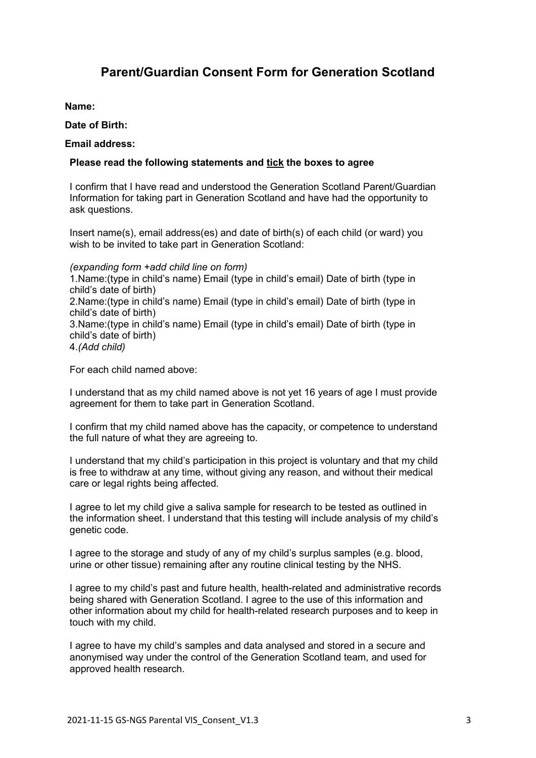## Parent/Guardian Consent Form for Generation Scotland

**Name:**

**Date of Birth:**

**Email address:**

**Please read the following statements and tick the boxes to agree**

I confirm that I have read and understood the Generation Scotland Parent/Guardian Information for taking part in Generation Scotland and have had the opportunity to ask questions.

Insert name(s), email address(es) and date of birth(s) of each child (or ward) you wish to be invited to take part in Generation Scotland:

*(expanding form +add child line on form)*
1.Name:(type in child's name) Email (type in child's email) Date of birth (type in child's date of birth)
2.Name:(type in child's name) Email (type in child's email) Date of birth (type in child's date of birth)
3.Name:(type in child's name) Email (type in child's email) Date of birth (type in child's date of birth)
4.*(Add child)*

For each child named above:

I understand that as my child named above is not yet 16 years of age I must provide agreement for them to take part in Generation Scotland.

I confirm that my child named above has the capacity, or competence to understand the full nature of what they are agreeing to.

I understand that my child's participation in this project is voluntary and that my child is free to withdraw at any time, without giving any reason, and without their medical care or legal rights being affected.

I agree to let my child give a saliva sample for research to be tested as outlined in the information sheet. I understand that this testing will include analysis of my child's genetic code.

I agree to the storage and study of any of my child's surplus samples (e.g. blood, urine or other tissue) remaining after any routine clinical testing by the NHS.

I agree to my child's past and future health, health-related and administrative records being shared with Generation Scotland. I agree to the use of this information and other information about my child for health-related research purposes and to keep in touch with my child.

I agree to have my child's samples and data analysed and stored in a secure and anonymised way under the control of the Generation Scotland team, and used for approved health research.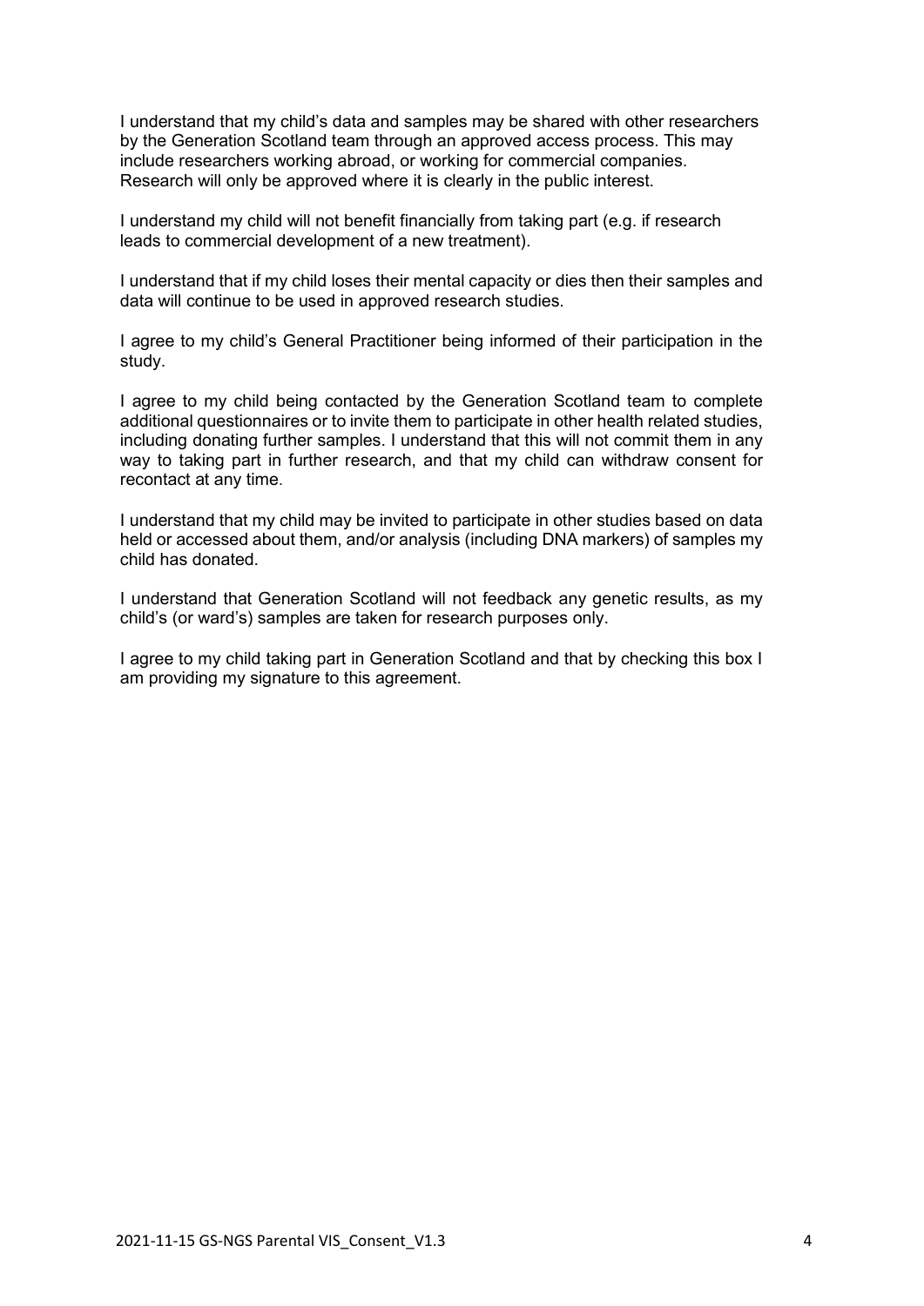I understand that my child's data and samples may be shared with other researchers by the Generation Scotland team through an approved access process. This may include researchers working abroad, or working for commercial companies. Research will only be approved where it is clearly in the public interest.

I understand my child will not benefit financially from taking part (e.g. if research leads to commercial development of a new treatment).

I understand that if my child loses their mental capacity or dies then their samples and data will continue to be used in approved research studies.

I agree to my child's General Practitioner being informed of their participation in the study.

I agree to my child being contacted by the Generation Scotland team to complete additional questionnaires or to invite them to participate in other health related studies, including donating further samples. I understand that this will not commit them in any way to taking part in further research, and that my child can withdraw consent for recontact at any time.

I understand that my child may be invited to participate in other studies based on data held or accessed about them, and/or analysis (including DNA markers) of samples my child has donated.

I understand that Generation Scotland will not feedback any genetic results, as my child's (or ward's) samples are taken for research purposes only.

I agree to my child taking part in Generation Scotland and that by checking this box I am providing my signature to this agreement.